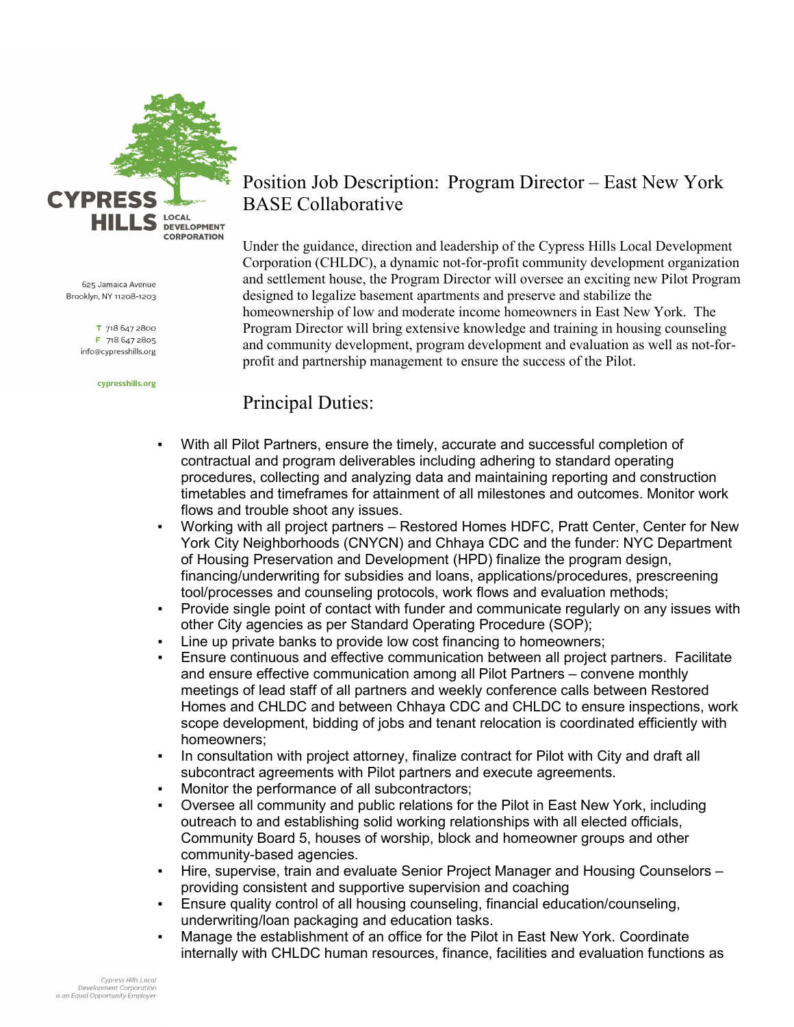CYPRESS HILLS LOCAL DEVELOPMENT CORPORATION

625 Jamaica Avenue
Brooklyn, NY 11208-1203

T 718 647 2800
F 718 647 2805
info@cypresshills.org

cypresshills.org

# Position Job Description: Program Director – East New York BASE Collaborative

Under the guidance, direction and leadership of the Cypress Hills Local Development Corporation (CHLDC), a dynamic not-for-profit community development organization and settlement house, the Program Director will oversee an exciting new Pilot Program designed to legalize basement apartments and preserve and stabilize the homeownership of low and moderate income homeowners in East New York. The Program Director will bring extensive knowledge and training in housing counseling and community development, program development and evaluation as well as not-for-profit and partnership management to ensure the success of the Pilot.

## Principal Duties:

- With all Pilot Partners, ensure the timely, accurate and successful completion of contractual and program deliverables including adhering to standard operating procedures, collecting and analyzing data and maintaining reporting and construction timetables and timeframes for attainment of all milestones and outcomes. Monitor work flows and trouble shoot any issues.
- Working with all project partners – Restored Homes HDFC, Pratt Center, Center for New York City Neighborhoods (CNYCN) and Chhaya CDC and the funder: NYC Department of Housing Preservation and Development (HPD) finalize the program design, financing/underwriting for subsidies and loans, applications/procedures, prescreening tool/processes and counseling protocols, work flows and evaluation methods;
- Provide single point of contact with funder and communicate regularly on any issues with other City agencies as per Standard Operating Procedure (SOP);
- Line up private banks to provide low cost financing to homeowners;
- Ensure continuous and effective communication between all project partners. Facilitate and ensure effective communication among all Pilot Partners – convene monthly meetings of lead staff of all partners and weekly conference calls between Restored Homes and CHLDC and between Chhaya CDC and CHLDC to ensure inspections, work scope development, bidding of jobs and tenant relocation is coordinated efficiently with homeowners;
- In consultation with project attorney, finalize contract for Pilot with City and draft all subcontract agreements with Pilot partners and execute agreements.
- Monitor the performance of all subcontractors;
- Oversee all community and public relations for the Pilot in East New York, including outreach to and establishing solid working relationships with all elected officials, Community Board 5, houses of worship, block and homeowner groups and other community-based agencies.
- Hire, supervise, train and evaluate Senior Project Manager and Housing Counselors – providing consistent and supportive supervision and coaching
- Ensure quality control of all housing counseling, financial education/counseling, underwriting/loan packaging and education tasks.
- Manage the establishment of an office for the Pilot in East New York. Coordinate internally with CHLDC human resources, finance, facilities and evaluation functions as

*Cypress Hills Local Development Corporation is an Equal Opportunity Employer*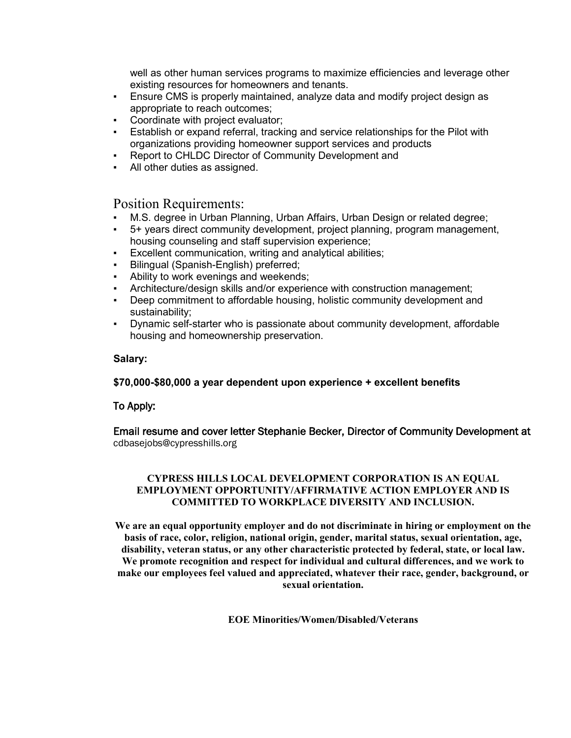well as other human services programs to maximize efficiencies and leverage other existing resources for homeowners and tenants.

- Ensure CMS is properly maintained, analyze data and modify project design as appropriate to reach outcomes;
- Coordinate with project evaluator;
- Establish or expand referral, tracking and service relationships for the Pilot with organizations providing homeowner support services and products
- Report to CHLDC Director of Community Development and
- All other duties as assigned.

## Position Requirements:

- M.S. degree in Urban Planning, Urban Affairs, Urban Design or related degree;
- 5+ years direct community development, project planning, program management, housing counseling and staff supervision experience;
- Excellent communication, writing and analytical abilities;
- Bilingual (Spanish-English) preferred;
- Ability to work evenings and weekends;
- Architecture/design skills and/or experience with construction management;
- Deep commitment to affordable housing, holistic community development and sustainability;
- Dynamic self-starter who is passionate about community development, affordable housing and homeownership preservation.

**Salary:**

**$70,000-$80,000 a year dependent upon experience + excellent benefits**

To Apply:

Email resume and cover letter Stephanie Becker, Director of Community Development at cdbasejobs@cypresshills.org

**CYPRESS HILLS LOCAL DEVELOPMENT CORPORATION IS AN EQUAL EMPLOYMENT OPPORTUNITY/AFFIRMATIVE ACTION EMPLOYER AND IS COMMITTED TO WORKPLACE DIVERSITY AND INCLUSION.**

**We are an equal opportunity employer and do not discriminate in hiring or employment on the basis of race, color, religion, national origin, gender, marital status, sexual orientation, age, disability, veteran status, or any other characteristic protected by federal, state, or local law. We promote recognition and respect for individual and cultural differences, and we work to make our employees feel valued and appreciated, whatever their race, gender, background, or sexual orientation.**

**EOE Minorities/Women/Disabled/Veterans**